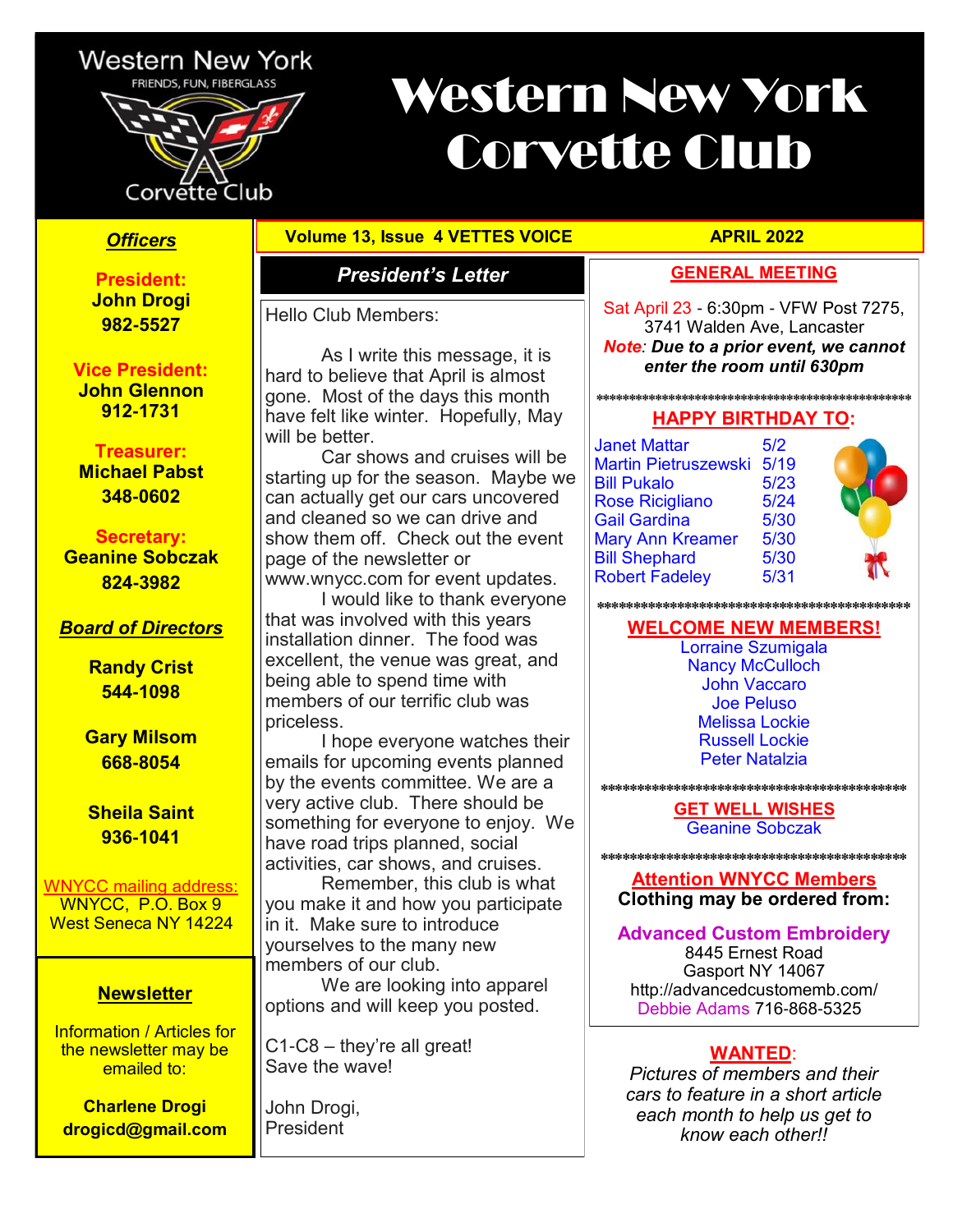# Western New York Corvette Club

Western New York
FRIENDS, FUN, FIBERGLASS
Corvette Club

**Volume 13, Issue 4 VETTES VOICE** | **APRIL 2022**

## Officers

**President:**
**John Drogi**
**982-5527**

**Vice President:**
**John Glennon**
**912-1731**

**Treasurer:**
**Michael Pabst**
**348-0602**

**Secretary:**
**Geanine Sobczak**
**824-3982**

## Board of Directors

**Randy Crist**
**544-1098**

**Gary Milsom**
**668-8054**

**Sheila Saint**
**936-1041**

WNYCC mailing address:
WNYCC, P.O. Box 9
West Seneca NY 14224

## Newsletter

Information / Articles for the newsletter may be emailed to:

**Charlene Drogi**
**drogicd@gmail.com**

## *President's Letter*

Hello Club Members:

As I write this message, it is hard to believe that April is almost gone. Most of the days this month have felt like winter. Hopefully, May will be better.

Car shows and cruises will be starting up for the season. Maybe we can actually get our cars uncovered and cleaned so we can drive and show them off. Check out the event page of the newsletter or www.wnycc.com for event updates.

I would like to thank everyone that was involved with this years installation dinner. The food was excellent, the venue was great, and being able to spend time with members of our terrific club was priceless.

I hope everyone watches their emails for upcoming events planned by the events committee. We are a very active club. There should be something for everyone to enjoy. We have road trips planned, social activities, car shows, and cruises.

Remember, this club is what you make it and how you participate in it. Make sure to introduce yourselves to the many new members of our club.

We are looking into apparel options and will keep you posted.

C1-C8 – they're all great!
Save the wave!

John Drogi,
President

## GENERAL MEETING

Sat April 23 - 6:30pm - VFW Post 7275, 3741 Walden Ave, Lancaster
***Note**: Due to a prior event, we cannot enter the room until 630pm*

## HAPPY BIRTHDAY TO:

| Name | Date |
|---|---|
| Janet Mattar | 5/2 |
| Martin Pietruszewski | 5/19 |
| Bill Pukalo | 5/23 |
| Rose Ricigliano | 5/24 |
| Gail Gardina | 5/30 |
| Mary Ann Kreamer | 5/30 |
| Bill Shephard | 5/30 |
| Robert Fadeley | 5/31 |

## WELCOME NEW MEMBERS!

Lorraine Szumigala
Nancy McCulloch
John Vaccaro
Joe Peluso
Melissa Lockie
Russell Lockie
Peter Natalzia

## GET WELL WISHES

Geanine Sobczak

## Attention WNYCC Members

**Clothing may be ordered from:**

**Advanced Custom Embroidery**
8445 Ernest Road
Gasport NY 14067
http://advancedcustomemb.com/
Debbie Adams 716-868-5325

## WANTED:

*Pictures of members and their cars to feature in a short article each month to help us get to know each other!!*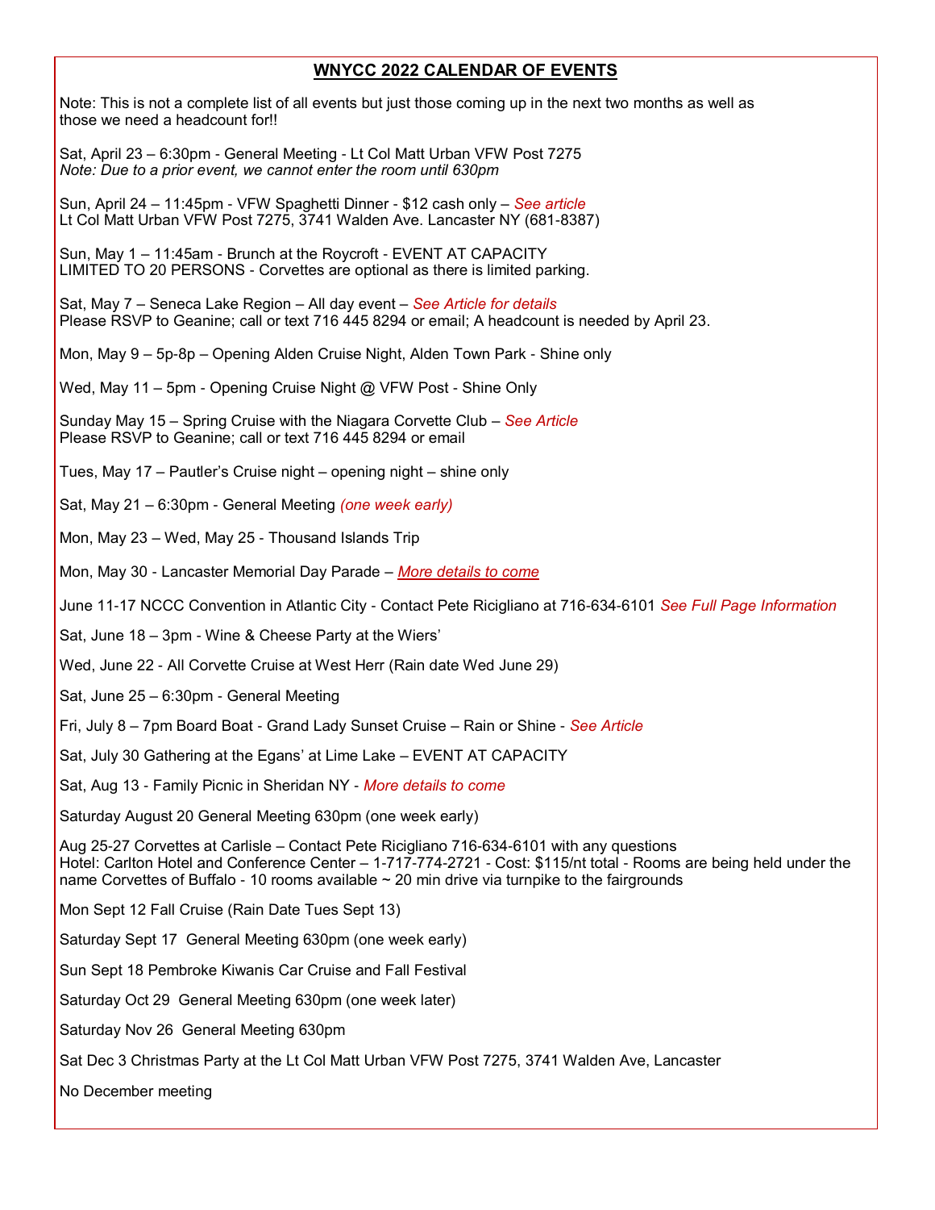## WNYCC 2022 CALENDAR OF EVENTS

Note: This is not a complete list of all events but just those coming up in the next two months as well as those we need a headcount for!!

Sat, April 23 – 6:30pm - General Meeting - Lt Col Matt Urban VFW Post 7275
*Note: Due to a prior event, we cannot enter the room until 630pm*

Sun, April 24 – 11:45pm - VFW Spaghetti Dinner - $12 cash only – *See article*
Lt Col Matt Urban VFW Post 7275, 3741 Walden Ave. Lancaster NY (681-8387)

Sun, May 1 – 11:45am - Brunch at the Roycroft - EVENT AT CAPACITY
LIMITED TO 20 PERSONS - Corvettes are optional as there is limited parking.

Sat, May 7 – Seneca Lake Region – All day event – *See Article for details*
Please RSVP to Geanine; call or text 716 445 8294 or email; A headcount is needed by April 23.

Mon, May 9 – 5p-8p – Opening Alden Cruise Night, Alden Town Park - Shine only

Wed, May 11 – 5pm - Opening Cruise Night @ VFW Post - Shine Only

Sunday May 15 – Spring Cruise with the Niagara Corvette Club – *See Article*
Please RSVP to Geanine; call or text 716 445 8294 or email

Tues, May 17 – Pautler's Cruise night – opening night – shine only

Sat, May 21 – 6:30pm - General Meeting *(one week early)*

Mon, May 23 – Wed, May 25 - Thousand Islands Trip

Mon, May 30 - Lancaster Memorial Day Parade – *More details to come*

June 11-17 NCCC Convention in Atlantic City - Contact Pete Ricigliano at 716-634-6101 *See Full Page Information*

Sat, June 18 – 3pm - Wine & Cheese Party at the Wiers'

Wed, June 22 - All Corvette Cruise at West Herr (Rain date Wed June 29)

Sat, June 25 – 6:30pm - General Meeting

Fri, July 8 – 7pm Board Boat - Grand Lady Sunset Cruise – Rain or Shine - *See Article*

Sat, July 30 Gathering at the Egans' at Lime Lake – EVENT AT CAPACITY

Sat, Aug 13 - Family Picnic in Sheridan NY - *More details to come*

Saturday August 20 General Meeting 630pm (one week early)

Aug 25-27 Corvettes at Carlisle – Contact Pete Ricigliano 716-634-6101 with any questions
Hotel: Carlton Hotel and Conference Center – 1-717-774-2721 - Cost: $115/nt total - Rooms are being held under the name Corvettes of Buffalo - 10 rooms available ~ 20 min drive via turnpike to the fairgrounds

Mon Sept 12 Fall Cruise (Rain Date Tues Sept 13)

Saturday Sept 17 General Meeting 630pm (one week early)

Sun Sept 18 Pembroke Kiwanis Car Cruise and Fall Festival

Saturday Oct 29 General Meeting 630pm (one week later)

Saturday Nov 26 General Meeting 630pm

Sat Dec 3 Christmas Party at the Lt Col Matt Urban VFW Post 7275, 3741 Walden Ave, Lancaster

No December meeting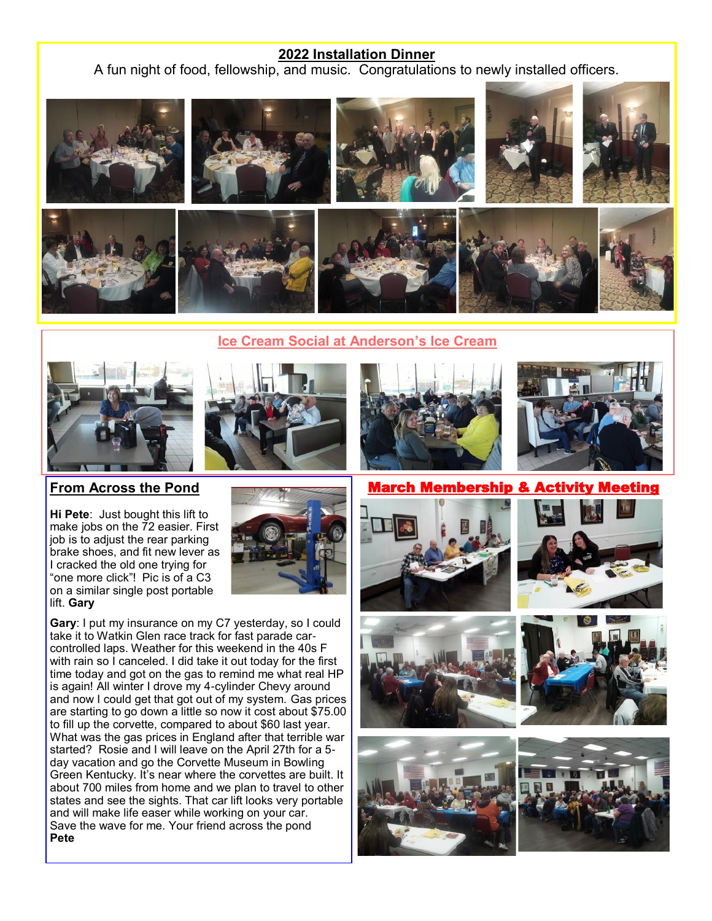## 2022 Installation Dinner

A fun night of food, fellowship, and music. Congratulations to newly installed officers.

## Ice Cream Social at Anderson's Ice Cream

## From Across the Pond

**Hi Pete**: Just bought this lift to make jobs on the 72 easier. First job is to adjust the rear parking brake shoes, and fit new lever as I cracked the old one trying for "one more click"! Pic is of a C3 on a similar single post portable lift. **Gary**

**Gary**: I put my insurance on my C7 yesterday, so I could take it to Watkin Glen race track for fast parade car-controlled laps. Weather for this weekend in the 40s F with rain so I canceled. I did take it out today for the first time today and got on the gas to remind me what real HP is again! All winter I drove my 4-cylinder Chevy around and now I could get that got out of my system. Gas prices are starting to go down a little so now it cost about $75.00 to fill up the corvette, compared to about $60 last year. What was the gas prices in England after that terrible war started? Rosie and I will leave on the April 27th for a 5-day vacation and go the Corvette Museum in Bowling Green Kentucky. It's near where the corvettes are built. It about 700 miles from home and we plan to travel to other states and see the sights. That car lift looks very portable and will make life easer while working on your car.
Save the wave for me. Your friend across the pond
**Pete**

## March Membership & Activity Meeting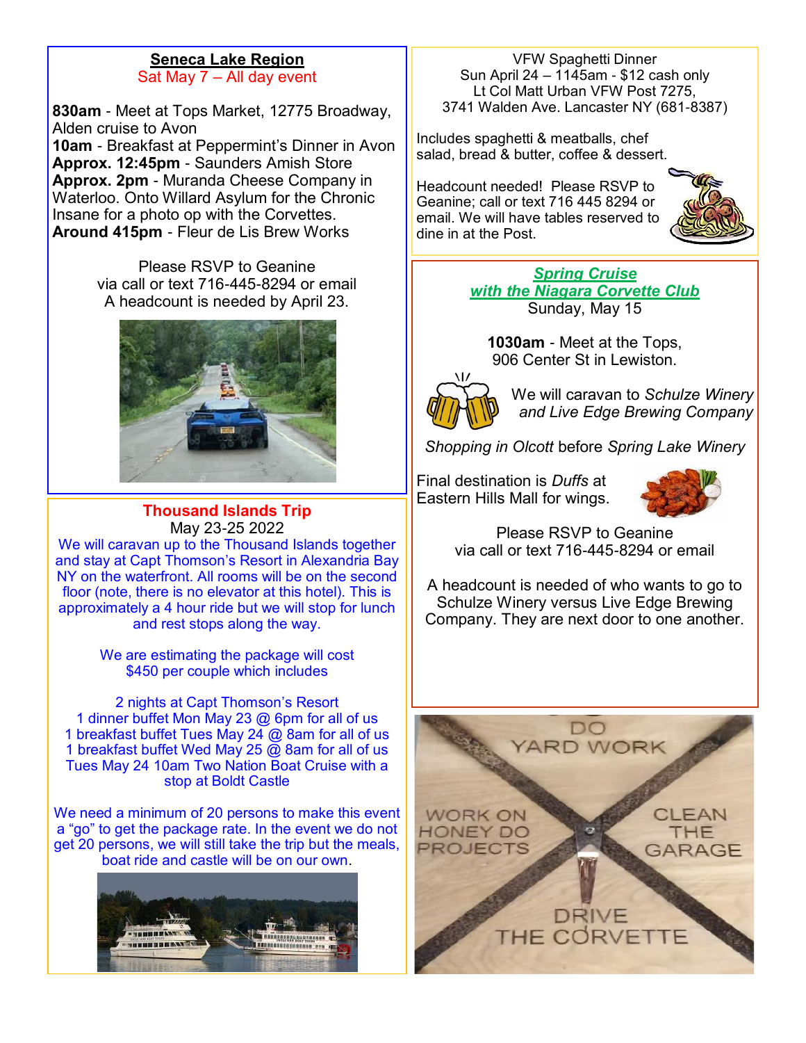## Seneca Lake Region

Sat May 7 – All day event

**830am** - Meet at Tops Market, 12775 Broadway, Alden cruise to Avon
**10am** - Breakfast at Peppermint's Dinner in Avon
**Approx. 12:45pm** - Saunders Amish Store
**Approx. 2pm** - Muranda Cheese Company in Waterloo. Onto Willard Asylum for the Chronic Insane for a photo op with the Corvettes.
**Around 415pm** - Fleur de Lis Brew Works

Please RSVP to Geanine
via call or text 716-445-8294 or email
A headcount is needed by April 23.

## Thousand Islands Trip

May 23-25 2022

We will caravan up to the Thousand Islands together and stay at Capt Thomson's Resort in Alexandria Bay NY on the waterfront. All rooms will be on the second floor (note, there is no elevator at this hotel). This is approximately a 4 hour ride but we will stop for lunch and rest stops along the way.

We are estimating the package will cost $450 per couple which includes

2 nights at Capt Thomson's Resort
1 dinner buffet Mon May 23 @ 6pm for all of us
1 breakfast buffet Tues May 24 @ 8am for all of us
1 breakfast buffet Wed May 25 @ 8am for all of us
Tues May 24 10am Two Nation Boat Cruise with a stop at Boldt Castle

We need a minimum of 20 persons to make this event a "go" to get the package rate. In the event we do not get 20 persons, we will still take the trip but the meals, boat ride and castle will be on our own.

VFW Spaghetti Dinner
Sun April 24 – 1145am - $12 cash only
Lt Col Matt Urban VFW Post 7275,
3741 Walden Ave. Lancaster NY (681-8387)

Includes spaghetti & meatballs, chef salad, bread & butter, coffee & dessert.

Headcount needed! Please RSVP to Geanine; call or text 716 445 8294 or email. We will have tables reserved to dine in at the Post.

## *Spring Cruise with the Niagara Corvette Club*

Sunday, May 15

**1030am** - Meet at the Tops, 906 Center St in Lewiston.

We will caravan to *Schulze Winery and Live Edge Brewing Company*

*Shopping in Olcott* before *Spring Lake Winery*

Final destination is *Duffs* at Eastern Hills Mall for wings.

Please RSVP to Geanine
via call or text 716-445-8294 or email

A headcount is needed of who wants to go to Schulze Winery versus Live Edge Brewing Company. They are next door to one another.

DO YARD WORK
WORK ON HONEY DO PROJECTS
CLEAN THE GARAGE
DRIVE THE CORVETTE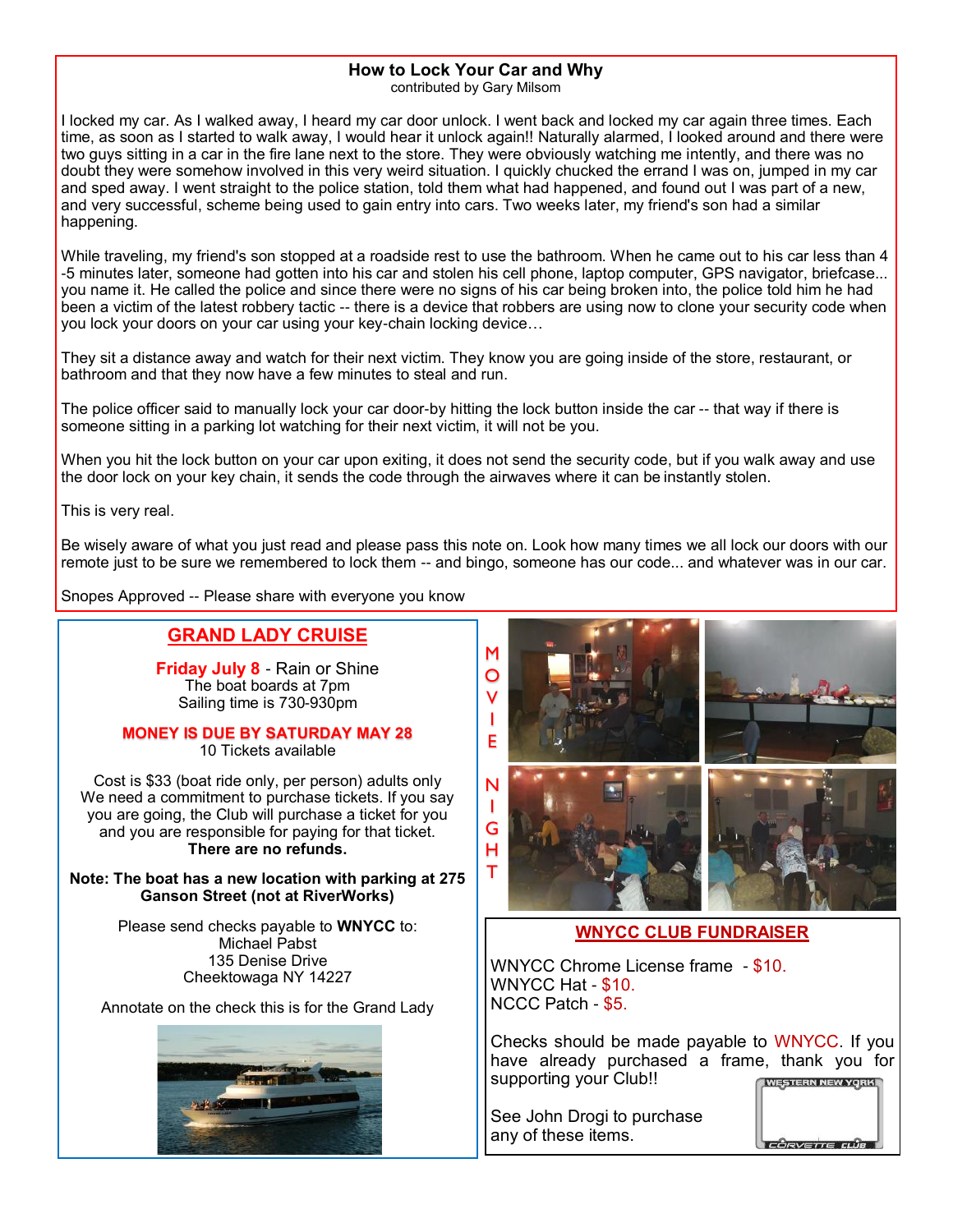## How to Lock Your Car and Why

contributed by Gary Milsom

I locked my car. As I walked away, I heard my car door unlock. I went back and locked my car again three times. Each time, as soon as I started to walk away, I would hear it unlock again!! Naturally alarmed, I looked around and there were two guys sitting in a car in the fire lane next to the store. They were obviously watching me intently, and there was no doubt they were somehow involved in this very weird situation. I quickly chucked the errand I was on, jumped in my car and sped away. I went straight to the police station, told them what had happened, and found out I was part of a new, and very successful, scheme being used to gain entry into cars. Two weeks later, my friend's son had a similar happening.

While traveling, my friend's son stopped at a roadside rest to use the bathroom. When he came out to his car less than 4 -5 minutes later, someone had gotten into his car and stolen his cell phone, laptop computer, GPS navigator, briefcase... you name it. He called the police and since there were no signs of his car being broken into, the police told him he had been a victim of the latest robbery tactic -- there is a device that robbers are using now to clone your security code when you lock your doors on your car using your key-chain locking device…

They sit a distance away and watch for their next victim. They know you are going inside of the store, restaurant, or bathroom and that they now have a few minutes to steal and run.

The police officer said to manually lock your car door-by hitting the lock button inside the car -- that way if there is someone sitting in a parking lot watching for their next victim, it will not be you.

When you hit the lock button on your car upon exiting, it does not send the security code, but if you walk away and use the door lock on your key chain, it sends the code through the airwaves where it can be instantly stolen.

This is very real.

Be wisely aware of what you just read and please pass this note on. Look how many times we all lock our doors with our remote just to be sure we remembered to lock them -- and bingo, someone has our code... and whatever was in our car.

Snopes Approved -- Please share with everyone you know

## GRAND LADY CRUISE

**Friday July 8** - Rain or Shine
The boat boards at 7pm
Sailing time is 730-930pm

**MONEY IS DUE BY SATURDAY MAY 28**
10 Tickets available

Cost is $33 (boat ride only, per person) adults only
We need a commitment to purchase tickets. If you say you are going, the Club will purchase a ticket for you and you are responsible for paying for that ticket.
**There are no refunds.**

**Note: The boat has a new location with parking at 275 Ganson Street (not at RiverWorks)**

Please send checks payable to **WNYCC** to:
Michael Pabst
135 Denise Drive
Cheektowaga NY 14227

Annotate on the check this is for the Grand Lady

## MOVIE NIGHT

## WNYCC CLUB FUNDRAISER

WNYCC Chrome License frame - $10.
WNYCC Hat - $10.
NCCC Patch - $5.

Checks should be made payable to WNYCC. If you have already purchased a frame, thank you for supporting your Club!!

See John Drogi to purchase any of these items.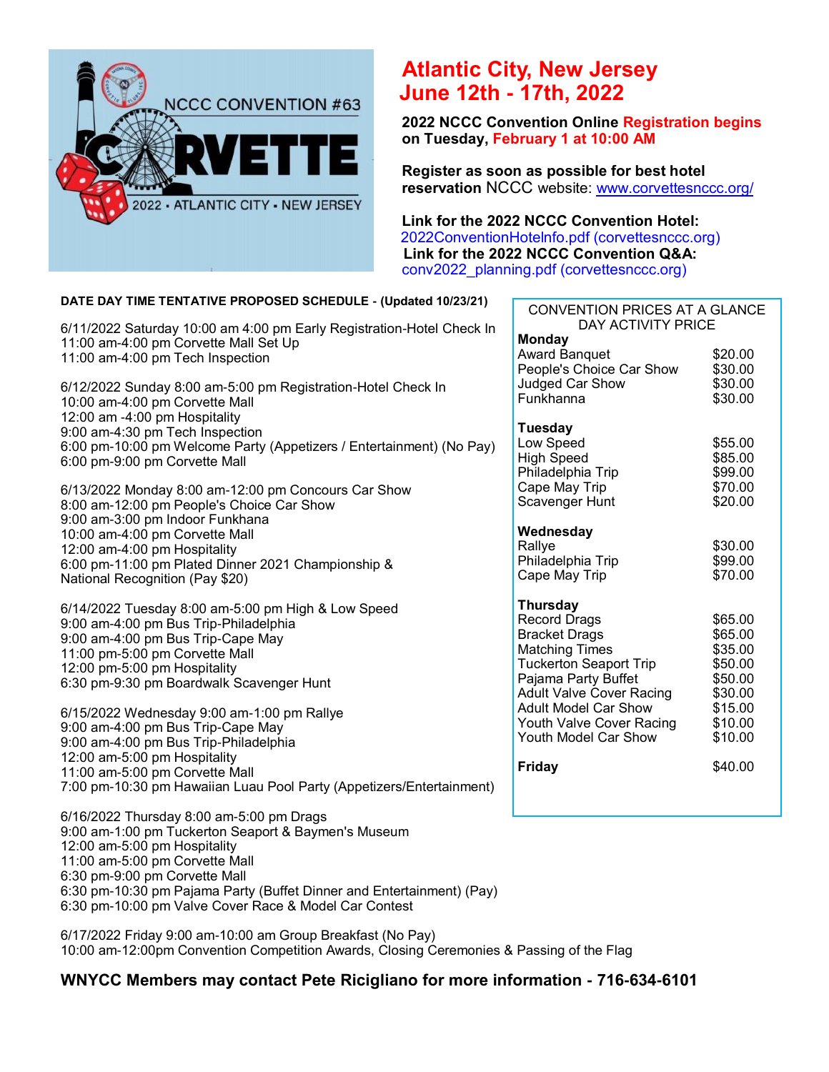# Atlantic City, New Jersey
# June 12th - 17th, 2022

**2022 NCCC Convention Online Registration begins on Tuesday, February 1 at 10:00 AM**

**Register as soon as possible for best hotel reservation** NCCC website: www.corvettesnccc.org/

**Link for the 2022 NCCC Convention Hotel:**
2022ConventionHotelnfo.pdf (corvettesnccc.org)
**Link for the 2022 NCCC Convention Q&A:**
conv2022_planning.pdf (corvettesnccc.org)

**DATE DAY TIME TENTATIVE PROPOSED SCHEDULE - (Updated 10/23/21)**

6/11/2022 Saturday 10:00 am 4:00 pm Early Registration-Hotel Check In
11:00 am-4:00 pm Corvette Mall Set Up
11:00 am-4:00 pm Tech Inspection

6/12/2022 Sunday 8:00 am-5:00 pm Registration-Hotel Check In
10:00 am-4:00 pm Corvette Mall
12:00 am -4:00 pm Hospitality
9:00 am-4:30 pm Tech Inspection
6:00 pm-10:00 pm Welcome Party (Appetizers / Entertainment) (No Pay)
6:00 pm-9:00 pm Corvette Mall

6/13/2022 Monday 8:00 am-12:00 pm Concours Car Show
8:00 am-12:00 pm People's Choice Car Show
9:00 am-3:00 pm Indoor Funkhana
10:00 am-4:00 pm Corvette Mall
12:00 am-4:00 pm Hospitality
6:00 pm-11:00 pm Plated Dinner 2021 Championship & National Recognition (Pay $20)

6/14/2022 Tuesday 8:00 am-5:00 pm High & Low Speed
9:00 am-4:00 pm Bus Trip-Philadelphia
9:00 am-4:00 pm Bus Trip-Cape May
11:00 pm-5:00 pm Corvette Mall
12:00 pm-5:00 pm Hospitality
6:30 pm-9:30 pm Boardwalk Scavenger Hunt

6/15/2022 Wednesday 9:00 am-1:00 pm Rallye
9:00 am-4:00 pm Bus Trip-Cape May
9:00 am-4:00 pm Bus Trip-Philadelphia
12:00 am-5:00 pm Hospitality
11:00 am-5:00 pm Corvette Mall
7:00 pm-10:30 pm Hawaiian Luau Pool Party (Appetizers/Entertainment)

6/16/2022 Thursday 8:00 am-5:00 pm Drags
9:00 am-1:00 pm Tuckerton Seaport & Baymen's Museum
12:00 am-5:00 pm Hospitality
11:00 am-5:00 pm Corvette Mall
6:30 pm-9:00 pm Corvette Mall
6:30 pm-10:30 pm Pajama Party (Buffet Dinner and Entertainment) (Pay)
6:30 pm-10:00 pm Valve Cover Race & Model Car Contest

6/17/2022 Friday 9:00 am-10:00 am Group Breakfast (No Pay)
10:00 am-12:00pm Convention Competition Awards, Closing Ceremonies & Passing of the Flag

CONVENTION PRICES AT A GLANCE

| DAY ACTIVITY | PRICE |
|---|---|
| **Monday** | |
| Award Banquet | $20.00 |
| People's Choice Car Show | $30.00 |
| Judged Car Show | $30.00 |
| Funkhanna | $30.00 |
| **Tuesday** | |
| Low Speed | $55.00 |
| High Speed | $85.00 |
| Philadelphia Trip | $99.00 |
| Cape May Trip | $70.00 |
| Scavenger Hunt | $20.00 |
| **Wednesday** | |
| Rallye | $30.00 |
| Philadelphia Trip | $99.00 |
| Cape May Trip | $70.00 |
| **Thursday** | |
| Record Drags | $65.00 |
| Bracket Drags | $65.00 |
| Matching Times | $35.00 |
| Tuckerton Seaport Trip | $50.00 |
| Pajama Party Buffet | $50.00 |
| Adult Valve Cover Racing | $30.00 |
| Adult Model Car Show | $15.00 |
| Youth Valve Cover Racing | $10.00 |
| Youth Model Car Show | $10.00 |
| **Friday** | $40.00 |

**WNYCC Members may contact Pete Ricigliano for more information - 716-634-6101**